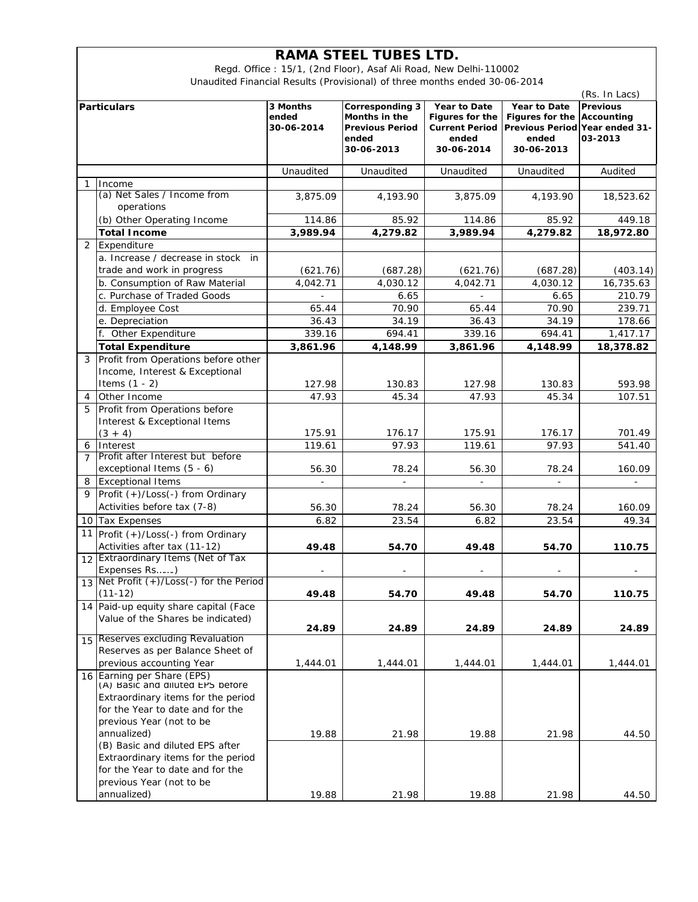# RAMA STEEL TUBES LTD.

Regd. Office : 15/1, (2nd Floor), Asaf Ali Road, New Delhi-110002

Unaudited Financial Results (Provisional) of three months ended 30-06-2014

(Rs. In Lacs)

| | Particulars | 3 Months ended 30-06-2014 | Corresponding 3 Months in the Previous Period ended 30-06-2013 | Year to Date Figures for the Current Period ended 30-06-2014 | Year to Date Figures for the Previous Period ended 30-06-2013 | Previous Accounting Year ended 31-03-2013 |
|---|---|---|---|---|---|---|
| | | Unaudited | Unaudited | Unaudited | Unaudited | Audited |
| 1 | Income | | | | | |
| | (a) Net Sales / Income from operations | 3,875.09 | 4,193.90 | 3,875.09 | 4,193.90 | 18,523.62 |
| | (b) Other Operating Income | 114.86 | 85.92 | 114.86 | 85.92 | 449.18 |
| | **Total Income** | **3,989.94** | **4,279.82** | **3,989.94** | **4,279.82** | **18,972.80** |
| 2 | Expenditure | | | | | |
| | a. Increase / decrease in stock in trade and work in progress | (621.76) | (687.28) | (621.76) | (687.28) | (403.14) |
| | b. Consumption of Raw Material | 4,042.71 | 4,030.12 | 4,042.71 | 4,030.12 | 16,735.63 |
| | c. Purchase of Traded Goods | - | 6.65 | - | 6.65 | 210.79 |
| | d. Employee Cost | 65.44 | 70.90 | 65.44 | 70.90 | 239.71 |
| | e. Depreciation | 36.43 | 34.19 | 36.43 | 34.19 | 178.66 |
| | f. Other Expenditure | 339.16 | 694.41 | 339.16 | 694.41 | 1,417.17 |
| | **Total Expenditure** | **3,861.96** | **4,148.99** | **3,861.96** | **4,148.99** | **18,378.82** |
| 3 | Profit from Operations before other Income, Interest & Exceptional Items (1 - 2) | 127.98 | 130.83 | 127.98 | 130.83 | 593.98 |
| 4 | Other Income | 47.93 | 45.34 | 47.93 | 45.34 | 107.51 |
| 5 | Profit from Operations before Interest & Exceptional Items (3 + 4) | 175.91 | 176.17 | 175.91 | 176.17 | 701.49 |
| 6 | Interest | 119.61 | 97.93 | 119.61 | 97.93 | 541.40 |
| 7 | Profit after Interest but before exceptional Items (5 - 6) | 56.30 | 78.24 | 56.30 | 78.24 | 160.09 |
| 8 | Exceptional Items | - | - | - | - | - |
| 9 | Profit (+)/Loss(-) from Ordinary Activities before tax (7-8) | 56.30 | 78.24 | 56.30 | 78.24 | 160.09 |
| 10 | Tax Expenses | 6.82 | 23.54 | 6.82 | 23.54 | 49.34 |
| 11 | Profit (+)/Loss(-) from Ordinary Activities after tax (11-12) | **49.48** | **54.70** | **49.48** | **54.70** | **110.75** |
| 12 | Extraordinary Items (Net of Tax Expenses Rs.......) | - | - | - | - | - |
| 13 | Net Profit (+)/Loss(-) for the Period (11-12) | **49.48** | **54.70** | **49.48** | **54.70** | **110.75** |
| 14 | Paid-up equity share capital (Face Value of the Shares be indicated) | **24.89** | **24.89** | **24.89** | **24.89** | **24.89** |
| 15 | Reserves excluding Revaluation Reserves as per Balance Sheet of previous accounting Year | 1,444.01 | 1,444.01 | 1,444.01 | 1,444.01 | 1,444.01 |
| 16 | Earning per Share (EPS) (A) Basic and diluted EPS before Extraordinary items for the period for the Year to date and for the previous Year (not to be annualized) | 19.88 | 21.98 | 19.88 | 21.98 | 44.50 |
| | (B) Basic and diluted EPS after Extraordinary items for the period for the Year to date and for the previous Year (not to be annualized) | 19.88 | 21.98 | 19.88 | 21.98 | 44.50 |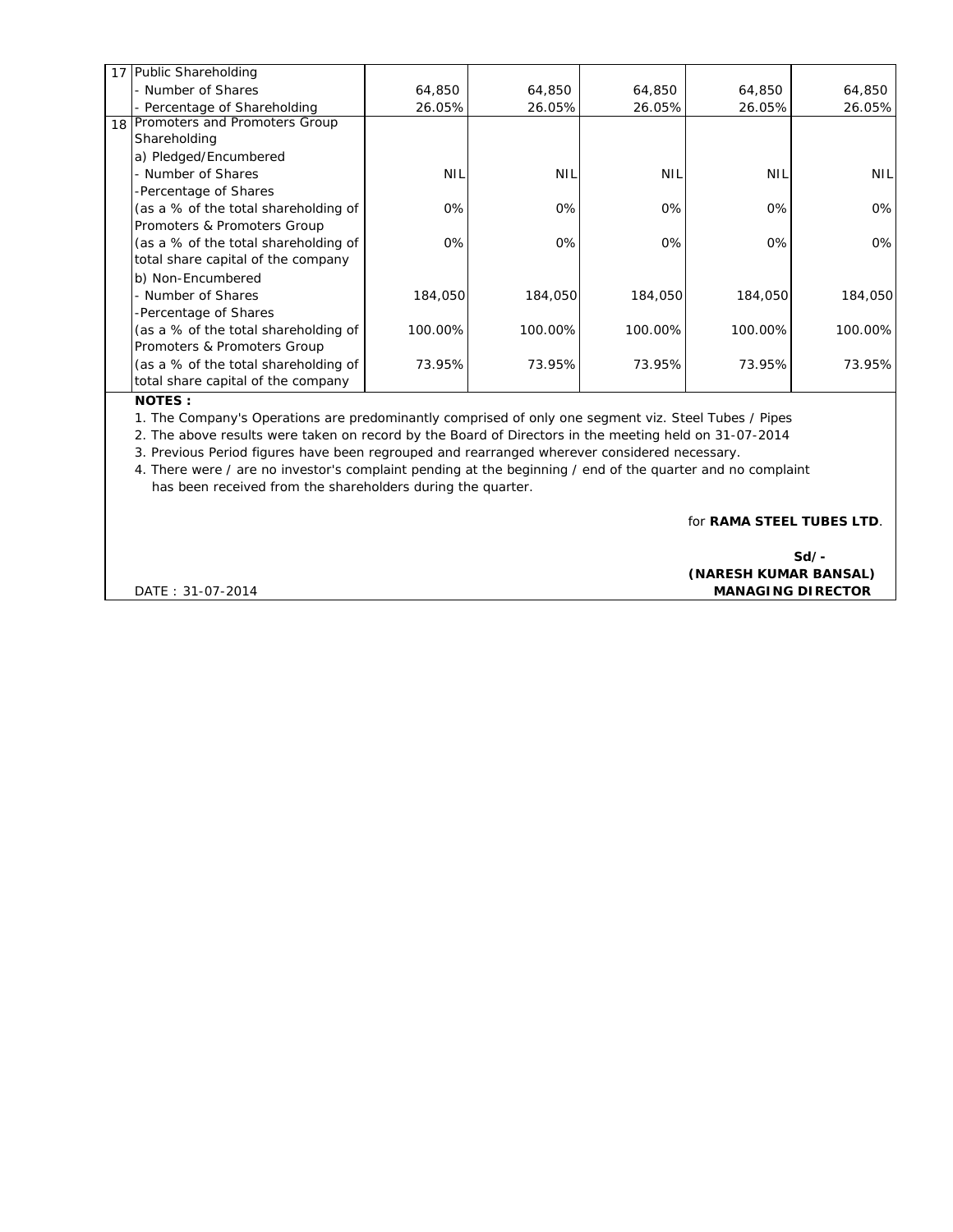| | | | | | | |
|---|---|---|---|---|---|---|
| 17 | Public Shareholding | | | | | |
| | - Number of Shares | 64,850 | 64,850 | 64,850 | 64,850 | 64,850 |
| | - Percentage of Shareholding | 26.05% | 26.05% | 26.05% | 26.05% | 26.05% |
| 18 | Promoters and Promoters Group Shareholding | | | | | |
| | a) Pledged/Encumbered | | | | | |
| | - Number of Shares | NIL | NIL | NIL | NIL | NIL |
| | -Percentage of Shares | | | | | |
| | (as a % of the total shareholding of Promoters & Promoters Group | 0% | 0% | 0% | 0% | 0% |
| | (as a % of the total shareholding of total share capital of the company | 0% | 0% | 0% | 0% | 0% |
| | b) Non-Encumbered | | | | | |
| | - Number of Shares | 184,050 | 184,050 | 184,050 | 184,050 | 184,050 |
| | -Percentage of Shares | | | | | |
| | (as a % of the total shareholding of Promoters & Promoters Group | 100.00% | 100.00% | 100.00% | 100.00% | 100.00% |
| | (as a % of the total shareholding of total share capital of the company | 73.95% | 73.95% | 73.95% | 73.95% | 73.95% |

**NOTES :**

1. The Company's Operations are predominantly comprised of only one segment viz. Steel Tubes / Pipes
2. The above results were taken on record by the Board of Directors in the meeting held on 31-07-2014
3. Previous Period figures have been regrouped and rearranged wherever considered necessary.
4. There were / are no investor's complaint pending at the beginning / end of the quarter and no complaint has been received from the shareholders during the quarter.

for **RAMA STEEL TUBES LTD**.

**Sd/-**

**(NARESH KUMAR BANSAL)**
**MANAGING DIRECTOR**

DATE : 31-07-2014